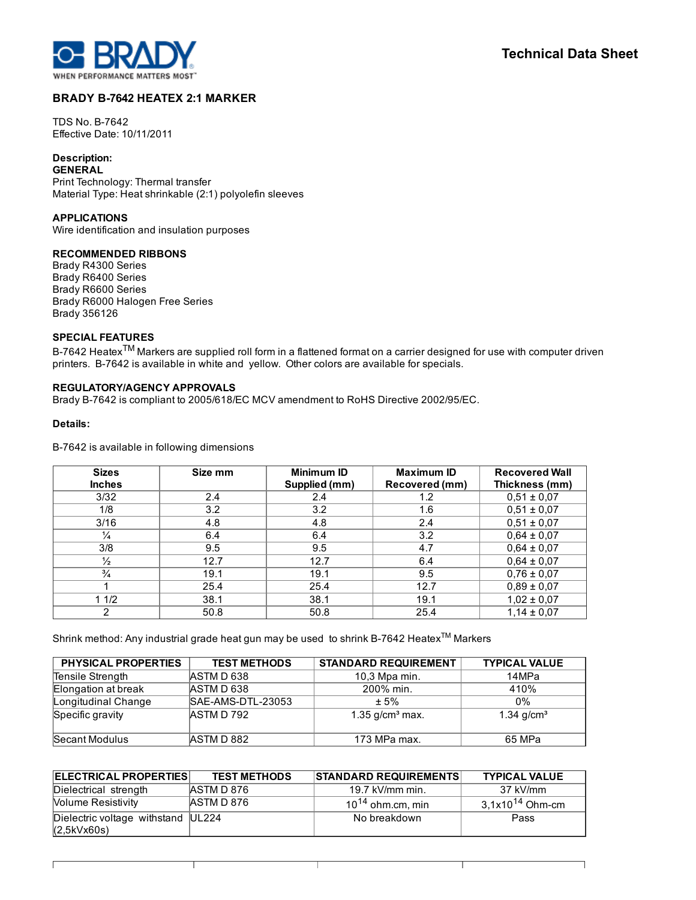Technical Data Sheet

# BRADY B-7642 HEATEX 2:1 MARKER

TDS No. B-7642
Effective Date: 10/11/2011

**Description:**

**GENERAL**
Print Technology: Thermal transfer
Material Type: Heat shrinkable (2:1) polyolefin sleeves

**APPLICATIONS**
Wire identification and insulation purposes

**RECOMMENDED RIBBONS**
Brady R4300 Series
Brady R6400 Series
Brady R6600 Series
Brady R6000 Halogen Free Series
Brady 356126

**SPECIAL FEATURES**
B-7642 Heatex™ Markers are supplied roll form in a flattened format on a carrier designed for use with computer driven printers. B-7642 is available in white and yellow. Other colors are available for specials.

**REGULATORY/AGENCY APPROVALS**
Brady B-7642 is compliant to 2005/618/EC MCV amendment to RoHS Directive 2002/95/EC.

**Details:**

B-7642 is available in following dimensions

| Sizes Inches | Size mm | Minimum ID Supplied (mm) | Maximum ID Recovered (mm) | Recovered Wall Thickness (mm) |
|---|---|---|---|---|
| 3/32 | 2.4 | 2.4 | 1.2 | 0,51 ± 0,07 |
| 1/8 | 3.2 | 3.2 | 1.6 | 0,51 ± 0,07 |
| 3/16 | 4.8 | 4.8 | 2.4 | 0,51 ± 0,07 |
| ¼ | 6.4 | 6.4 | 3.2 | 0,64 ± 0,07 |
| 3/8 | 9.5 | 9.5 | 4.7 | 0,64 ± 0,07 |
| ½ | 12.7 | 12.7 | 6.4 | 0,64 ± 0,07 |
| ¾ | 19.1 | 19.1 | 9.5 | 0,76 ± 0,07 |
| 1 | 25.4 | 25.4 | 12.7 | 0,89 ± 0,07 |
| 1 1/2 | 38.1 | 38.1 | 19.1 | 1,02 ± 0,07 |
| 2 | 50.8 | 50.8 | 25.4 | 1,14 ± 0,07 |

Shrink method: Any industrial grade heat gun may be used to shrink B-7642 Heatex™ Markers

| PHYSICAL PROPERTIES | TEST METHODS | STANDARD REQUIREMENT | TYPICAL VALUE |
|---|---|---|---|
| Tensile Strength | ASTM D 638 | 10,3 Mpa min. | 14MPa |
| Elongation at break | ASTM D 638 | 200% min. | 410% |
| Longitudinal Change | SAE-AMS-DTL-23053 | ± 5% | 0% |
| Specific gravity | ASTM D 792 | 1.35 g/cm³ max. | 1.34 g/cm³ |
| Secant Modulus | ASTM D 882 | 173 MPa max. | 65 MPa |

| ELECTRICAL PROPERTIES | TEST METHODS | STANDARD REQUIREMENTS | TYPICAL VALUE |
|---|---|---|---|
| Dielectrical strength | ASTM D 876 | 19.7 kV/mm min. | 37 kV/mm |
| Volume Resistivity | ASTM D 876 | $10^{14}$ ohm.cm, min | $3,1x10^{14}$ Ohm-cm |
| Dielectric voltage withstand (2,5kVx60s) | UL224 | No breakdown | Pass |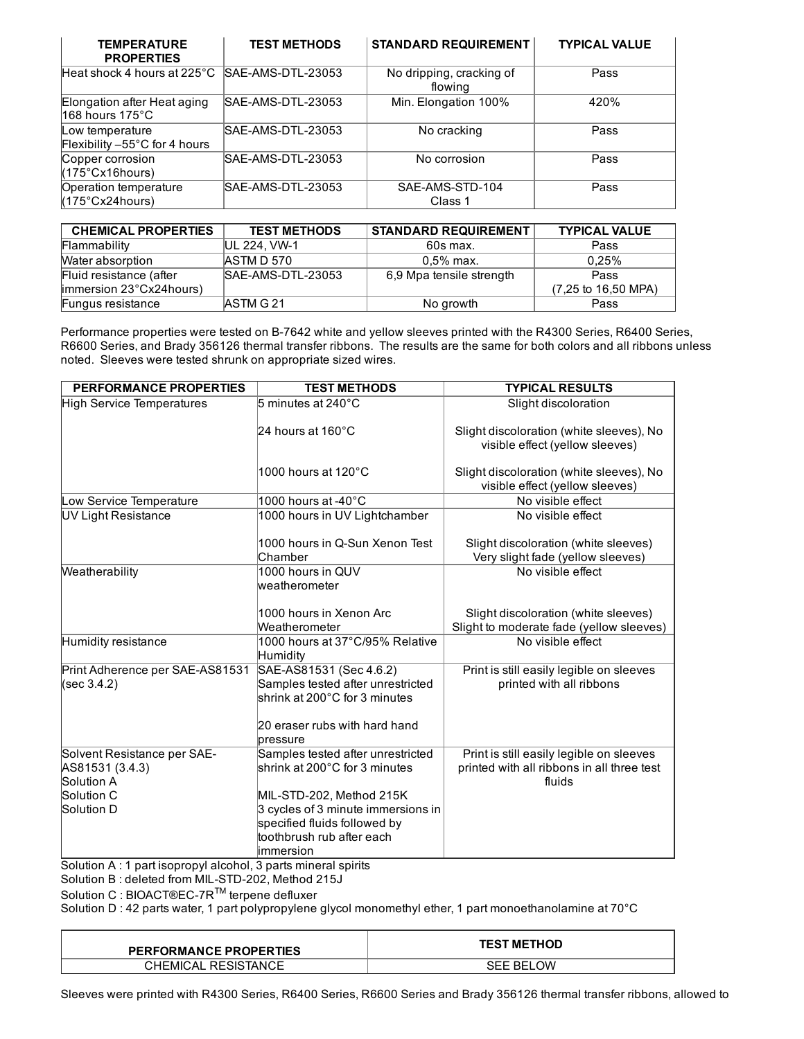| TEMPERATURE PROPERTIES | TEST METHODS | STANDARD REQUIREMENT | TYPICAL VALUE |
|---|---|---|---|
| Heat shock 4 hours at 225°C | SAE-AMS-DTL-23053 | No dripping, cracking of flowing | Pass |
| Elongation after Heat aging 168 hours 175°C | SAE-AMS-DTL-23053 | Min. Elongation 100% | 420% |
| Low temperature Flexibility –55°C for 4 hours | SAE-AMS-DTL-23053 | No cracking | Pass |
| Copper corrosion (175°Cx16hours) | SAE-AMS-DTL-23053 | No corrosion | Pass |
| Operation temperature (175°Cx24hours) | SAE-AMS-DTL-23053 | SAE-AMS-STD-104 Class 1 | Pass |

| CHEMICAL PROPERTIES | TEST METHODS | STANDARD REQUIREMENT | TYPICAL VALUE |
|---|---|---|---|
| Flammability | UL 224, VW-1 | 60s max. | Pass |
| Water absorption | ASTM D 570 | 0,5% max. | 0,25% |
| Fluid resistance (after immersion 23°Cx24hours) | SAE-AMS-DTL-23053 | 6,9 Mpa tensile strength | Pass (7,25 to 16,50 MPA) |
| Fungus resistance | ASTM G 21 | No growth | Pass |

Performance properties were tested on B-7642 white and yellow sleeves printed with the R4300 Series, R6400 Series, R6600 Series, and Brady 356126 thermal transfer ribbons. The results are the same for both colors and all ribbons unless noted. Sleeves were tested shrunk on appropriate sized wires.

| PERFORMANCE PROPERTIES | TEST METHODS | TYPICAL RESULTS |
|---|---|---|
| High Service Temperatures | 5 minutes at 240°C | Slight discoloration |
| | 24 hours at 160°C | Slight discoloration (white sleeves), No visible effect (yellow sleeves) |
| | 1000 hours at 120°C | Slight discoloration (white sleeves), No visible effect (yellow sleeves) |
| Low Service Temperature | 1000 hours at -40°C | No visible effect |
| UV Light Resistance | 1000 hours in UV Lightchamber | No visible effect |
| | 1000 hours in Q-Sun Xenon Test Chamber | Slight discoloration (white sleeves) Very slight fade (yellow sleeves) |
| Weatherability | 1000 hours in QUV weatherometer | No visible effect |
| | 1000 hours in Xenon Arc Weatherometer | Slight discoloration (white sleeves) Slight to moderate fade (yellow sleeves) |
| Humidity resistance | 1000 hours at 37°C/95% Relative Humidity | No visible effect |
| Print Adherence per SAE-AS81531 (sec 3.4.2) | SAE-AS81531 (Sec 4.6.2) Samples tested after unrestricted shrink at 200°C for 3 minutes<br><br>20 eraser rubs with hard hand pressure | Print is still easily legible on sleeves printed with all ribbons |
| Solvent Resistance per SAE-AS81531 (3.4.3)<br>Solution A<br>Solution C<br>Solution D | Samples tested after unrestricted shrink at 200°C for 3 minutes<br><br>MIL-STD-202, Method 215K<br>3 cycles of 3 minute immersions in specified fluids followed by toothbrush rub after each immersion | Print is still easily legible on sleeves printed with all ribbons in all three test fluids |

Solution A : 1 part isopropyl alcohol, 3 parts mineral spirits
Solution B : deleted from MIL-STD-202, Method 215J
Solution C : BIOACT®EC-7R™ terpene defluxer
Solution D : 42 parts water, 1 part polypropylene glycol monomethyl ether, 1 part monoethanolamine at 70°C

| PERFORMANCE PROPERTIES | TEST METHOD |
|---|---|
| CHEMICAL RESISTANCE | SEE BELOW |

Sleeves were printed with R4300 Series, R6400 Series, R6600 Series and Brady 356126 thermal transfer ribbons, allowed to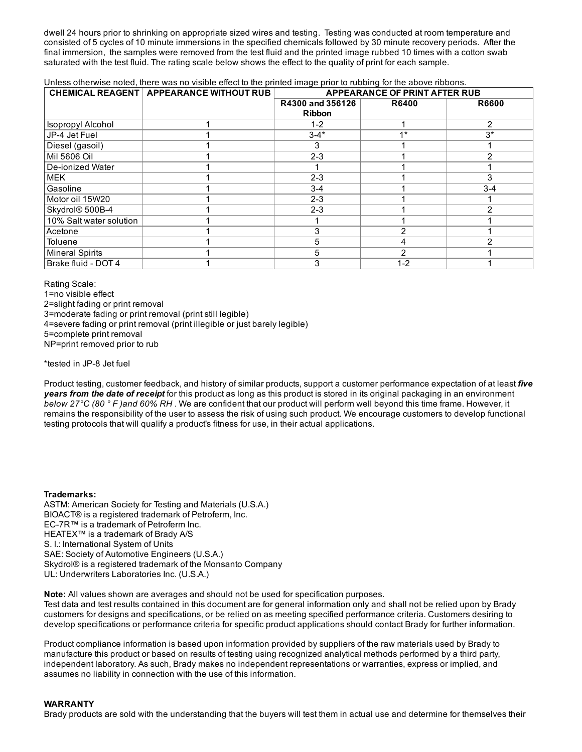dwell 24 hours prior to shrinking on appropriate sized wires and testing. Testing was conducted at room temperature and consisted of 5 cycles of 10 minute immersions in the specified chemicals followed by 30 minute recovery periods. After the final immersion, the samples were removed from the test fluid and the printed image rubbed 10 times with a cotton swab saturated with the test fluid. The rating scale below shows the effect to the quality of print for each sample.

Unless otherwise noted, there was no visible effect to the printed image prior to rubbing for the above ribbons.

| CHEMICAL REAGENT | APPEARANCE WITHOUT RUB | APPEARANCE OF PRINT AFTER RUB | | |
|---|---|---|---|---|
| | | R4300 and 356126 Ribbon | R6400 | R6600 |
| Isopropyl Alcohol | 1 | 1-2 | 1 | 2 |
| JP-4 Jet Fuel | 1 | 3-4* | 1* | 3* |
| Diesel (gasoil) | 1 | 3 | 1 | 1 |
| Mil 5606 Oil | 1 | 2-3 | 1 | 2 |
| De-ionized Water | 1 | 1 | 1 | 1 |
| MEK | 1 | 2-3 | 1 | 3 |
| Gasoline | 1 | 3-4 | 1 | 3-4 |
| Motor oil 15W20 | 1 | 2-3 | 1 | 1 |
| Skydrol® 500B-4 | 1 | 2-3 | 1 | 2 |
| 10% Salt water solution | 1 | 1 | 1 | 1 |
| Acetone | 1 | 3 | 2 | 1 |
| Toluene | 1 | 5 | 4 | 2 |
| Mineral Spirits | 1 | 5 | 2 | 1 |
| Brake fluid - DOT 4 | 1 | 3 | 1-2 | 1 |

Rating Scale:
1=no visible effect
2=slight fading or print removal
3=moderate fading or print removal (print still legible)
4=severe fading or print removal (print illegible or just barely legible)
5=complete print removal
NP=print removed prior to rub

*tested in JP-8 Jet fuel

Product testing, customer feedback, and history of similar products, support a customer performance expectation of at least ***five years from the date of receipt*** for this product as long as this product is stored in its original packaging in an environment *below 27°C (80 ° F )and 60% RH* . We are confident that our product will perform well beyond this time frame. However, it remains the responsibility of the user to assess the risk of using such product. We encourage customers to develop functional testing protocols that will qualify a product's fitness for use, in their actual applications.

**Trademarks:**
ASTM: American Society for Testing and Materials (U.S.A.)
BIOACT® is a registered trademark of Petroferm, Inc.
EC-7R™ is a trademark of Petroferm Inc.
HEATEX™ is a trademark of Brady A/S
S. I.: International System of Units
SAE: Society of Automotive Engineers (U.S.A.)
Skydrol® is a registered trademark of the Monsanto Company
UL: Underwriters Laboratories Inc. (U.S.A.)

**Note:** All values shown are averages and should not be used for specification purposes.
Test data and test results contained in this document are for general information only and shall not be relied upon by Brady customers for designs and specifications, or be relied on as meeting specified performance criteria. Customers desiring to develop specifications or performance criteria for specific product applications should contact Brady for further information.

Product compliance information is based upon information provided by suppliers of the raw materials used by Brady to manufacture this product or based on results of testing using recognized analytical methods performed by a third party, independent laboratory. As such, Brady makes no independent representations or warranties, express or implied, and assumes no liability in connection with the use of this information.

**WARRANTY**
Brady products are sold with the understanding that the buyers will test them in actual use and determine for themselves their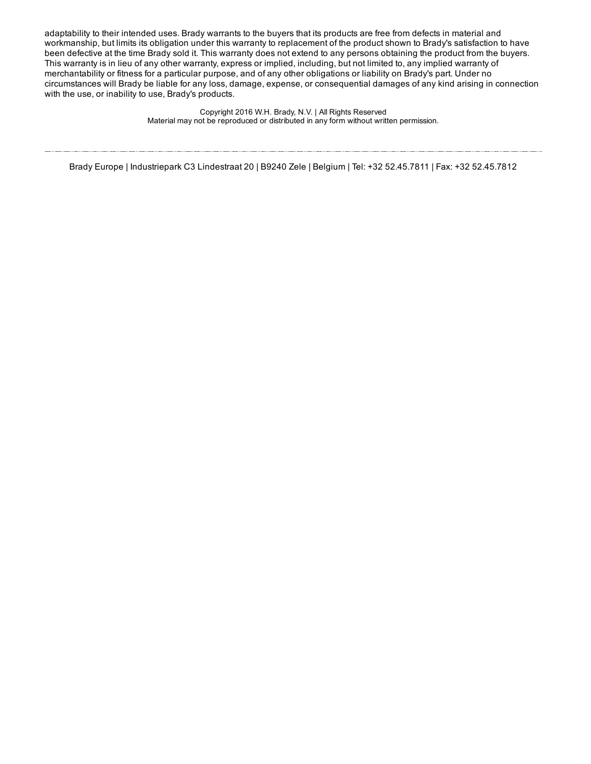adaptability to their intended uses. Brady warrants to the buyers that its products are free from defects in material and workmanship, but limits its obligation under this warranty to replacement of the product shown to Brady's satisfaction to have been defective at the time Brady sold it. This warranty does not extend to any persons obtaining the product from the buyers. This warranty is in lieu of any other warranty, express or implied, including, but not limited to, any implied warranty of merchantability or fitness for a particular purpose, and of any other obligations or liability on Brady's part. Under no circumstances will Brady be liable for any loss, damage, expense, or consequential damages of any kind arising in connection with the use, or inability to use, Brady's products.

Copyright 2016 W.H. Brady, N.V. | All Rights Reserved
Material may not be reproduced or distributed in any form without written permission.

---

Brady Europe | Industriepark C3 Lindestraat 20 | B9240 Zele | Belgium | Tel: +32 52.45.7811 | Fax: +32 52.45.7812